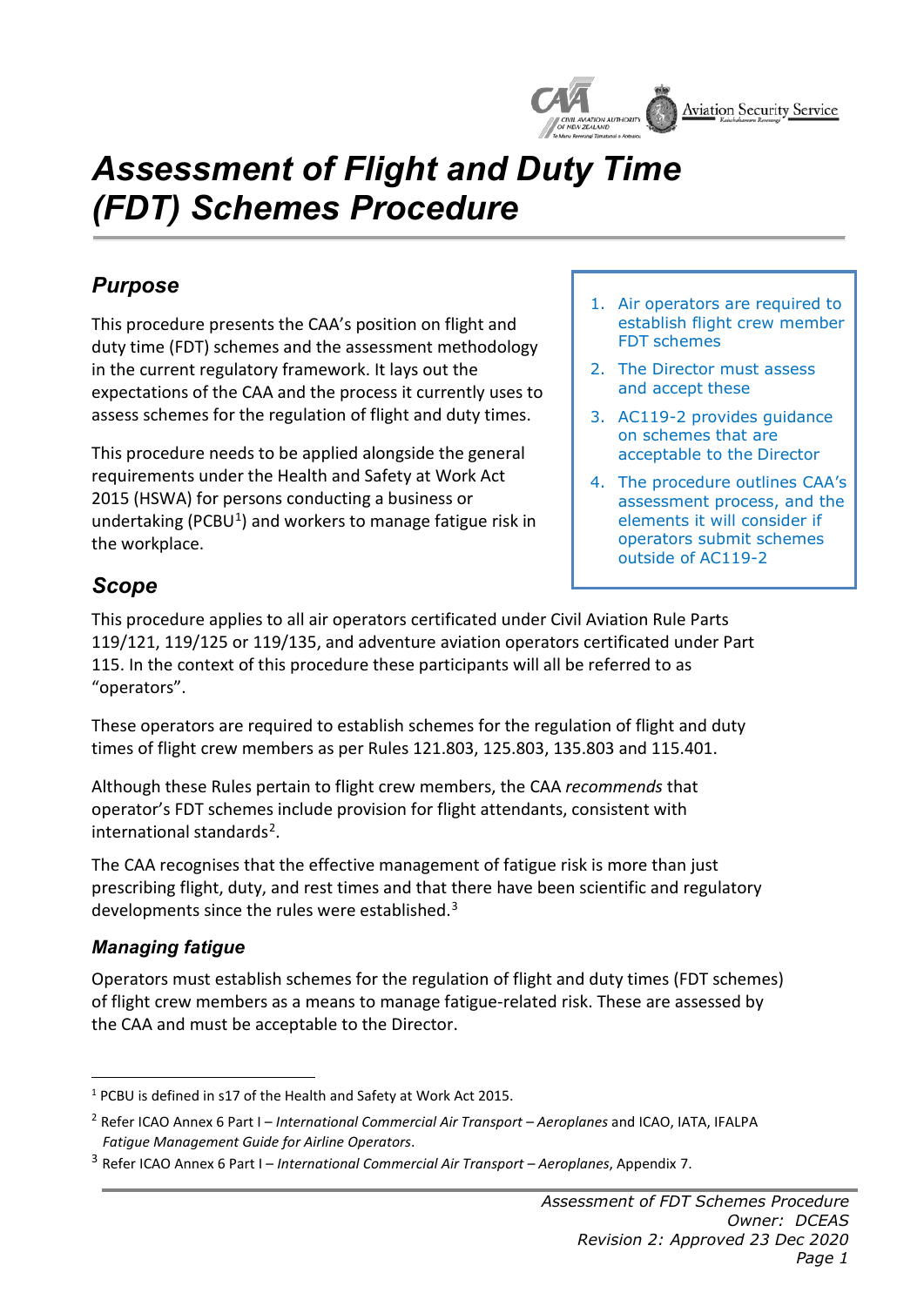# Assessment of Flight and Duty Time (FDT) Schemes Procedure

## Purpose

This procedure presents the CAA's position on flight and duty time (FDT) schemes and the assessment methodology in the current regulatory framework. It lays out the expectations of the CAA and the process it currently uses to assess schemes for the regulation of flight and duty times.

This procedure needs to be applied alongside the general requirements under the Health and Safety at Work Act 2015 (HSWA) for persons conducting a business or undertaking (PCBU[1]) and workers to manage fatigue risk in the workplace.

1. Air operators are required to establish flight crew member FDT schemes
2. The Director must assess and accept these
3. AC119-2 provides guidance on schemes that are acceptable to the Director
4. The procedure outlines CAA's assessment process, and the elements it will consider if operators submit schemes outside of AC119-2

## Scope

This procedure applies to all air operators certificated under Civil Aviation Rule Parts 119/121, 119/125 or 119/135, and adventure aviation operators certificated under Part 115. In the context of this procedure these participants will all be referred to as "operators".

These operators are required to establish schemes for the regulation of flight and duty times of flight crew members as per Rules 121.803, 125.803, 135.803 and 115.401.

Although these Rules pertain to flight crew members, the CAA *recommends* that operator's FDT schemes include provision for flight attendants, consistent with international standards[2].

The CAA recognises that the effective management of fatigue risk is more than just prescribing flight, duty, and rest times and that there have been scientific and regulatory developments since the rules were established.[3]

### Managing fatigue

Operators must establish schemes for the regulation of flight and duty times (FDT schemes) of flight crew members as a means to manage fatigue-related risk. These are assessed by the CAA and must be acceptable to the Director.

---

[1] PCBU is defined in s17 of the Health and Safety at Work Act 2015.

[2] Refer ICAO Annex 6 Part I – *International Commercial Air Transport – Aeroplanes* and ICAO, IATA, IFALPA *Fatigue Management Guide for Airline Operators*.

[3] Refer ICAO Annex 6 Part I – *International Commercial Air Transport – Aeroplanes*, Appendix 7.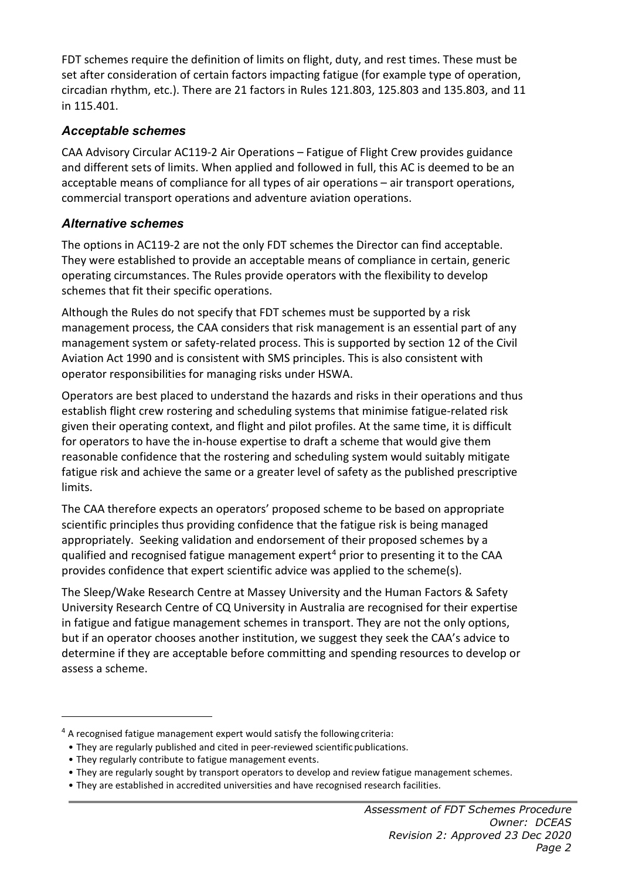FDT schemes require the definition of limits on flight, duty, and rest times. These must be set after consideration of certain factors impacting fatigue (for example type of operation, circadian rhythm, etc.). There are 21 factors in Rules 121.803, 125.803 and 135.803, and 11 in 115.401.

### *Acceptable schemes*

CAA Advisory Circular AC119-2 Air Operations – Fatigue of Flight Crew provides guidance and different sets of limits. When applied and followed in full, this AC is deemed to be an acceptable means of compliance for all types of air operations – air transport operations, commercial transport operations and adventure aviation operations.

### *Alternative schemes*

The options in AC119-2 are not the only FDT schemes the Director can find acceptable. They were established to provide an acceptable means of compliance in certain, generic operating circumstances. The Rules provide operators with the flexibility to develop schemes that fit their specific operations.

Although the Rules do not specify that FDT schemes must be supported by a risk management process, the CAA considers that risk management is an essential part of any management system or safety-related process. This is supported by section 12 of the Civil Aviation Act 1990 and is consistent with SMS principles. This is also consistent with operator responsibilities for managing risks under HSWA.

Operators are best placed to understand the hazards and risks in their operations and thus establish flight crew rostering and scheduling systems that minimise fatigue-related risk given their operating context, and flight and pilot profiles. At the same time, it is difficult for operators to have the in-house expertise to draft a scheme that would give them reasonable confidence that the rostering and scheduling system would suitably mitigate fatigue risk and achieve the same or a greater level of safety as the published prescriptive limits.

The CAA therefore expects an operators' proposed scheme to be based on appropriate scientific principles thus providing confidence that the fatigue risk is being managed appropriately. Seeking validation and endorsement of their proposed schemes by a qualified and recognised fatigue management expert[4] prior to presenting it to the CAA provides confidence that expert scientific advice was applied to the scheme(s).

The Sleep/Wake Research Centre at Massey University and the Human Factors & Safety University Research Centre of CQ University in Australia are recognised for their expertise in fatigue and fatigue management schemes in transport. They are not the only options, but if an operator chooses another institution, we suggest they seek the CAA's advice to determine if they are acceptable before committing and spending resources to develop or assess a scheme.

---

[4] A recognised fatigue management expert would satisfy the following criteria:

- They are regularly published and cited in peer-reviewed scientific publications.
- They regularly contribute to fatigue management events.
- They are regularly sought by transport operators to develop and review fatigue management schemes.
- They are established in accredited universities and have recognised research facilities.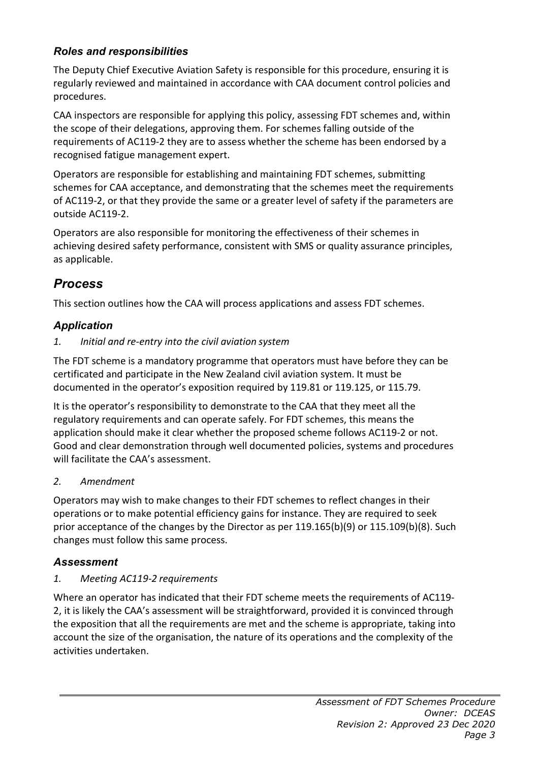### *Roles and responsibilities*

The Deputy Chief Executive Aviation Safety is responsible for this procedure, ensuring it is regularly reviewed and maintained in accordance with CAA document control policies and procedures.

CAA inspectors are responsible for applying this policy, assessing FDT schemes and, within the scope of their delegations, approving them. For schemes falling outside of the requirements of AC119-2 they are to assess whether the scheme has been endorsed by a recognised fatigue management expert.

Operators are responsible for establishing and maintaining FDT schemes, submitting schemes for CAA acceptance, and demonstrating that the schemes meet the requirements of AC119-2, or that they provide the same or a greater level of safety if the parameters are outside AC119-2.

Operators are also responsible for monitoring the effectiveness of their schemes in achieving desired safety performance, consistent with SMS or quality assurance principles, as applicable.

## *Process*

This section outlines how the CAA will process applications and assess FDT schemes.

### *Application*

*1. Initial and re-entry into the civil aviation system*

The FDT scheme is a mandatory programme that operators must have before they can be certificated and participate in the New Zealand civil aviation system. It must be documented in the operator's exposition required by 119.81 or 119.125, or 115.79.

It is the operator's responsibility to demonstrate to the CAA that they meet all the regulatory requirements and can operate safely. For FDT schemes, this means the application should make it clear whether the proposed scheme follows AC119-2 or not. Good and clear demonstration through well documented policies, systems and procedures will facilitate the CAA's assessment.

*2. Amendment*

Operators may wish to make changes to their FDT schemes to reflect changes in their operations or to make potential efficiency gains for instance. They are required to seek prior acceptance of the changes by the Director as per 119.165(b)(9) or 115.109(b)(8). Such changes must follow this same process.

### *Assessment*

*1. Meeting AC119-2 requirements*

Where an operator has indicated that their FDT scheme meets the requirements of AC119-2, it is likely the CAA's assessment will be straightforward, provided it is convinced through the exposition that all the requirements are met and the scheme is appropriate, taking into account the size of the organisation, the nature of its operations and the complexity of the activities undertaken.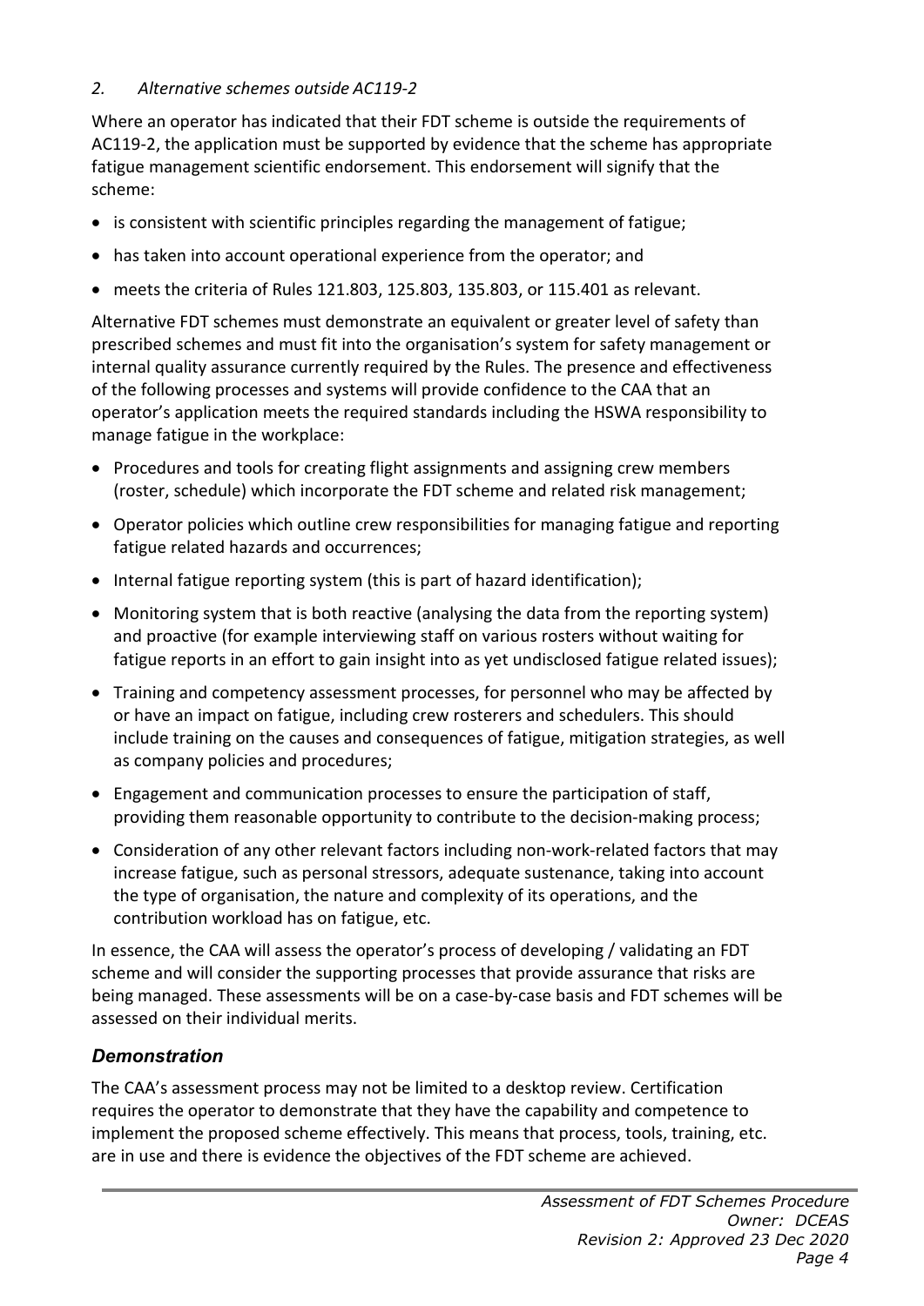*2. Alternative schemes outside AC119-2*

Where an operator has indicated that their FDT scheme is outside the requirements of AC119-2, the application must be supported by evidence that the scheme has appropriate fatigue management scientific endorsement. This endorsement will signify that the scheme:

- is consistent with scientific principles regarding the management of fatigue;
- has taken into account operational experience from the operator; and
- meets the criteria of Rules 121.803, 125.803, 135.803, or 115.401 as relevant.

Alternative FDT schemes must demonstrate an equivalent or greater level of safety than prescribed schemes and must fit into the organisation's system for safety management or internal quality assurance currently required by the Rules. The presence and effectiveness of the following processes and systems will provide confidence to the CAA that an operator's application meets the required standards including the HSWA responsibility to manage fatigue in the workplace:

- Procedures and tools for creating flight assignments and assigning crew members (roster, schedule) which incorporate the FDT scheme and related risk management;
- Operator policies which outline crew responsibilities for managing fatigue and reporting fatigue related hazards and occurrences;
- Internal fatigue reporting system (this is part of hazard identification);
- Monitoring system that is both reactive (analysing the data from the reporting system) and proactive (for example interviewing staff on various rosters without waiting for fatigue reports in an effort to gain insight into as yet undisclosed fatigue related issues);
- Training and competency assessment processes, for personnel who may be affected by or have an impact on fatigue, including crew rosterers and schedulers. This should include training on the causes and consequences of fatigue, mitigation strategies, as well as company policies and procedures;
- Engagement and communication processes to ensure the participation of staff, providing them reasonable opportunity to contribute to the decision-making process;
- Consideration of any other relevant factors including non-work-related factors that may increase fatigue, such as personal stressors, adequate sustenance, taking into account the type of organisation, the nature and complexity of its operations, and the contribution workload has on fatigue, etc.

In essence, the CAA will assess the operator's process of developing / validating an FDT scheme and will consider the supporting processes that provide assurance that risks are being managed. These assessments will be on a case-by-case basis and FDT schemes will be assessed on their individual merits.

### *Demonstration*

The CAA's assessment process may not be limited to a desktop review. Certification requires the operator to demonstrate that they have the capability and competence to implement the proposed scheme effectively. This means that process, tools, training, etc. are in use and there is evidence the objectives of the FDT scheme are achieved.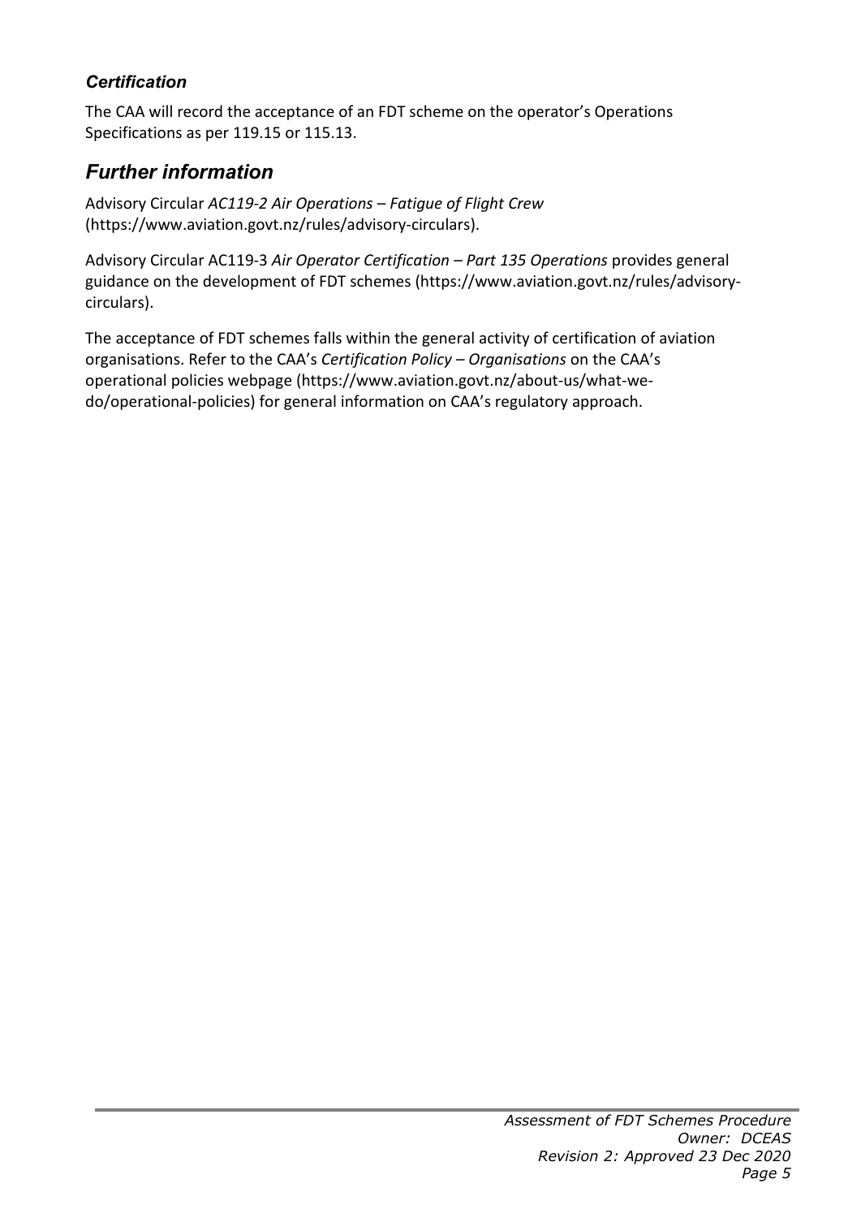### *Certification*

The CAA will record the acceptance of an FDT scheme on the operator's Operations Specifications as per 119.15 or 115.13.

## *Further information*

Advisory Circular *AC119-2 Air Operations – Fatigue of Flight Crew* (https://www.aviation.govt.nz/rules/advisory-circulars).

Advisory Circular AC119-3 *Air Operator Certification – Part 135 Operations* provides general guidance on the development of FDT schemes (https://www.aviation.govt.nz/rules/advisory-circulars).

The acceptance of FDT schemes falls within the general activity of certification of aviation organisations. Refer to the CAA's *Certification Policy – Organisations* on the CAA's operational policies webpage (https://www.aviation.govt.nz/about-us/what-we-do/operational-policies) for general information on CAA's regulatory approach.